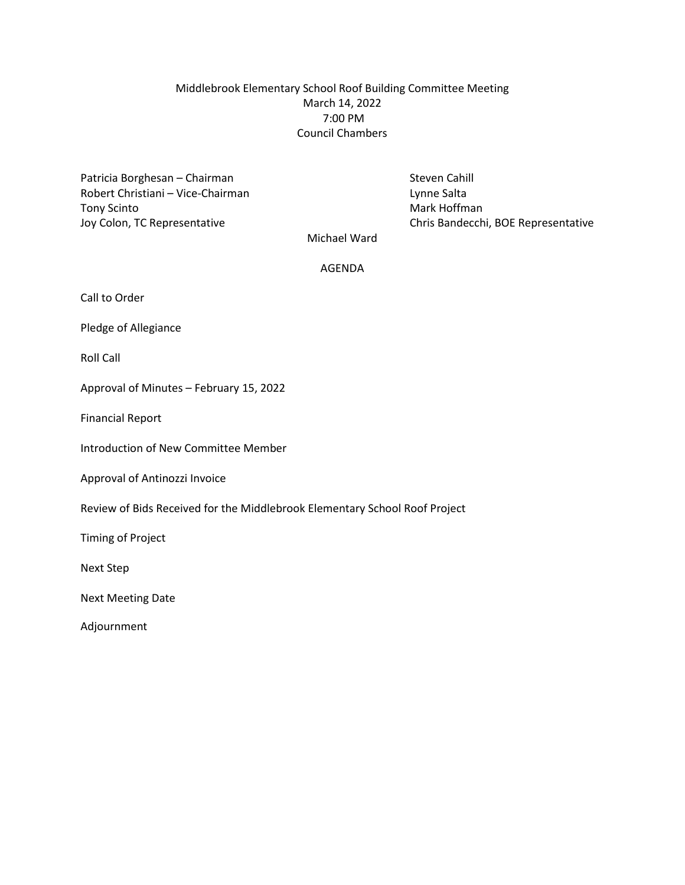Middlebrook Elementary School Roof Building Committee Meeting
March 14, 2022
7:00 PM
Council Chambers

Patricia Borghesan – Chairman
Robert Christiani – Vice-Chairman
Tony Scinto
Joy Colon, TC Representative
Steven Cahill
Lynne Salta
Mark Hoffman
Chris Bandecchi, BOE Representative
Michael Ward

AGENDA

Call to Order

Pledge of Allegiance

Roll Call

Approval of Minutes – February 15, 2022

Financial Report

Introduction of New Committee Member

Approval of Antinozzi Invoice

Review of Bids Received for the Middlebrook Elementary School Roof Project

Timing of Project

Next Step

Next Meeting Date

Adjournment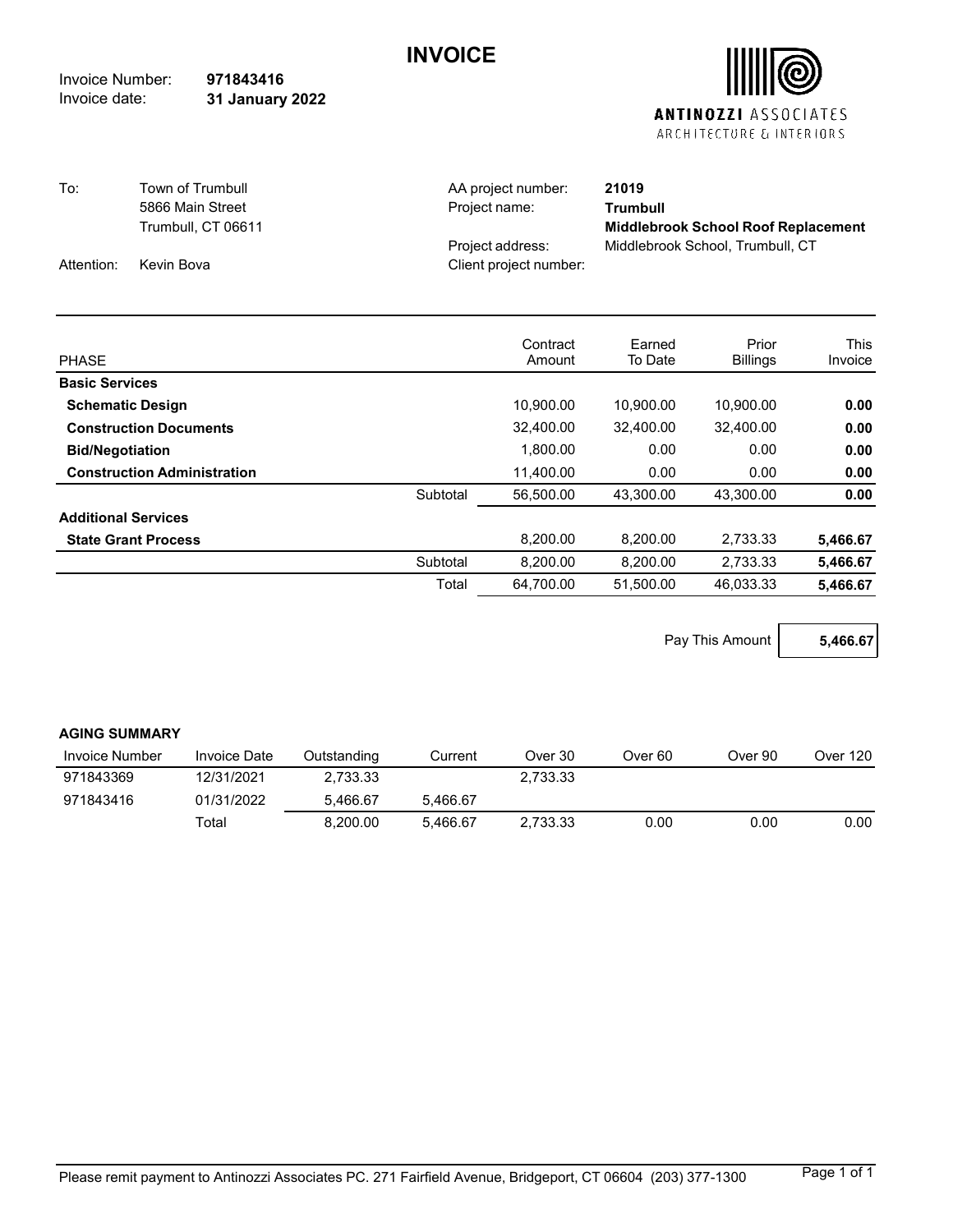# INVOICE

Invoice Number: **971843416**
Invoice date: **31 January 2022**

**ANTINOZZI** ASSOCIATES
ARCHITECTURE & INTERIORS

To: Town of Trumbull
5866 Main Street
Trumbull, CT 06611

Attention: Kevin Bova

AA project number: **21019**
Project name: **Trumbull Middlebrook School Roof Replacement**
Project address: Middlebrook School, Trumbull, CT
Client project number:

| PHASE | | Contract Amount | Earned To Date | Prior Billings | This Invoice |
|---|---|---|---|---|---|
| **Basic Services** | | | | | |
| **Schematic Design** | | 10,900.00 | 10,900.00 | 10,900.00 | **0.00** |
| **Construction Documents** | | 32,400.00 | 32,400.00 | 32,400.00 | **0.00** |
| **Bid/Negotiation** | | 1,800.00 | 0.00 | 0.00 | **0.00** |
| **Construction Administration** | | 11,400.00 | 0.00 | 0.00 | **0.00** |
| | Subtotal | 56,500.00 | 43,300.00 | 43,300.00 | **0.00** |
| **Additional Services** | | | | | |
| **State Grant Process** | | 8,200.00 | 8,200.00 | 2,733.33 | **5,466.67** |
| | Subtotal | 8,200.00 | 8,200.00 | 2,733.33 | **5,466.67** |
| | Total | 64,700.00 | 51,500.00 | 46,033.33 | **5,466.67** |

Pay This Amount **5,466.67**

**AGING SUMMARY**

| Invoice Number | Invoice Date | Outstanding | Current | Over 30 | Over 60 | Over 90 | Over 120 |
|---|---|---|---|---|---|---|---|
| 971843369 | 12/31/2021 | 2,733.33 | | 2,733.33 | | | |
| 971843416 | 01/31/2022 | 5,466.67 | 5,466.67 | | | | |
| | Total | 8,200.00 | 5,466.67 | 2,733.33 | 0.00 | 0.00 | 0.00 |

Please remit payment to Antinozzi Associates PC. 271 Fairfield Avenue, Bridgeport, CT 06604 (203) 377-1300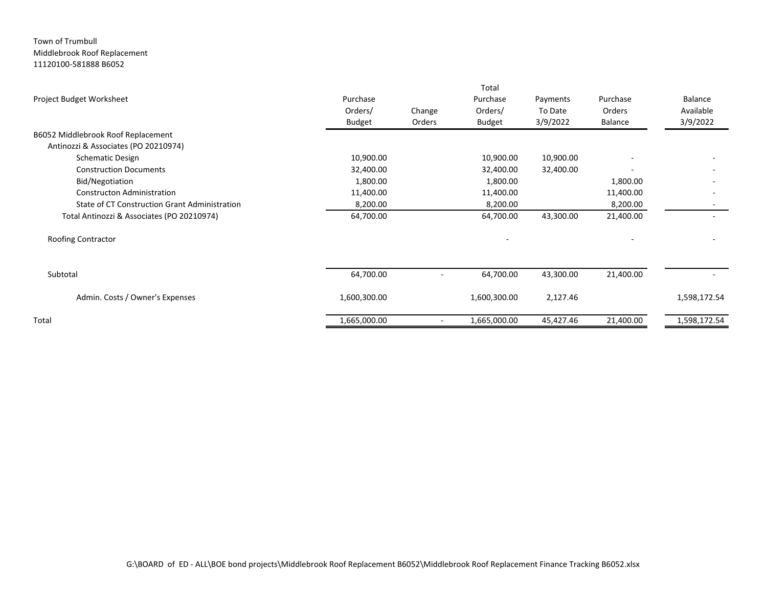Town of Trumbull
Middlebrook Roof Replacement
11120100-581888 B6052

| Project Budget Worksheet | Purchase Orders/ Budget | Change Orders | Total Purchase Orders/ Budget | Payments To Date 3/9/2022 | Purchase Orders Balance | Balance Available 3/9/2022 |
|---|---|---|---|---|---|---|
| B6052 Middlebrook Roof Replacement | | | | | | |
| Antinozzi & Associates (PO 20210974) | | | | | | |
| Schematic Design | 10,900.00 | | 10,900.00 | 10,900.00 | - | - |
| Construction Documents | 32,400.00 | | 32,400.00 | 32,400.00 | - | - |
| Bid/Negotiation | 1,800.00 | | 1,800.00 | | 1,800.00 | - |
| Constructon Administration | 11,400.00 | | 11,400.00 | | 11,400.00 | - |
| State of CT Construction Grant Administration | 8,200.00 | | 8,200.00 | | 8,200.00 | - |
| Total Antinozzi & Associates (PO 20210974) | 64,700.00 | | 64,700.00 | 43,300.00 | 21,400.00 | - |
| Roofing Contractor | | | - | | - | - |
| Subtotal | 64,700.00 | - | 64,700.00 | 43,300.00 | 21,400.00 | - |
| Admin. Costs / Owner's Expenses | 1,600,300.00 | | 1,600,300.00 | 2,127.46 | | 1,598,172.54 |
| Total | 1,665,000.00 | - | 1,665,000.00 | 45,427.46 | 21,400.00 | 1,598,172.54 |

G:\BOARD of ED - ALL\BOE bond projects\Middlebrook Roof Replacement B6052\Middlebrook Roof Replacement Finance Tracking B6052.xlsx